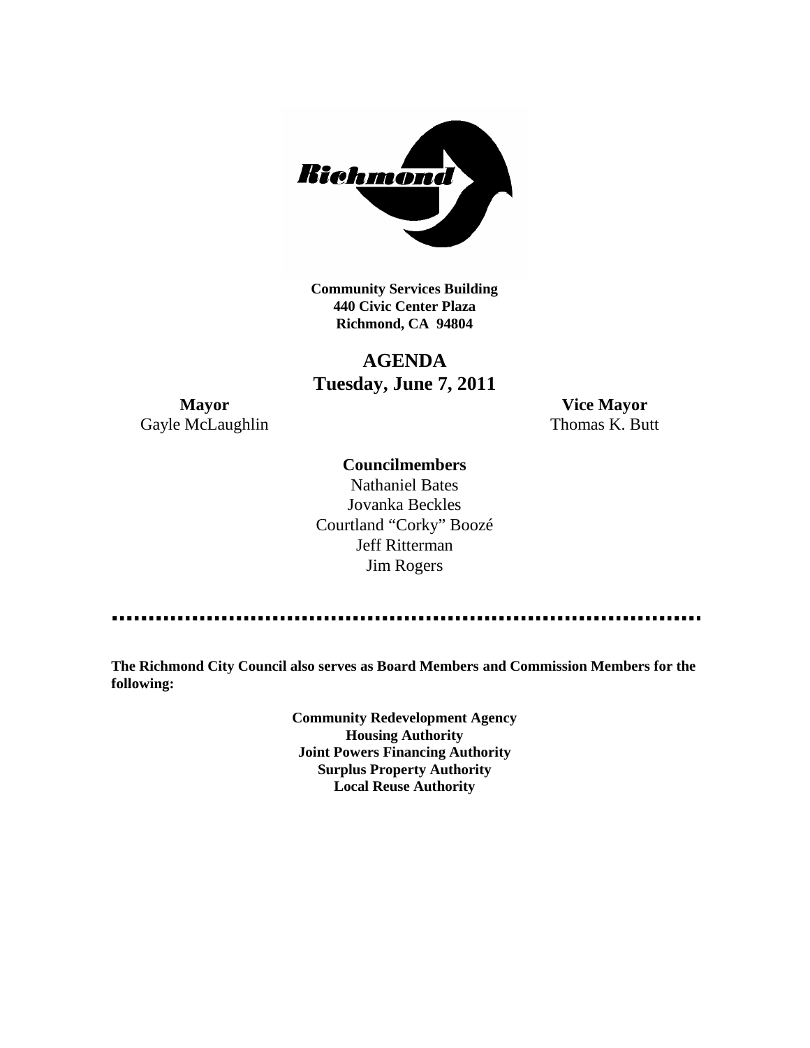**Community Services Building**
**440 Civic Center Plaza**
**Richmond, CA 94804**

# AGENDA
## Tuesday, June 7, 2011

**Mayor**
Gayle McLaughlin

**Vice Mayor**
Thomas K. Butt

**Councilmembers**

Nathaniel Bates
Jovanka Beckles
Courtland "Corky" Boozé
Jeff Ritterman
Jim Rogers

---

**The Richmond City Council also serves as Board Members and Commission Members for the following:**

**Community Redevelopment Agency**
**Housing Authority**
**Joint Powers Financing Authority**
**Surplus Property Authority**
**Local Reuse Authority**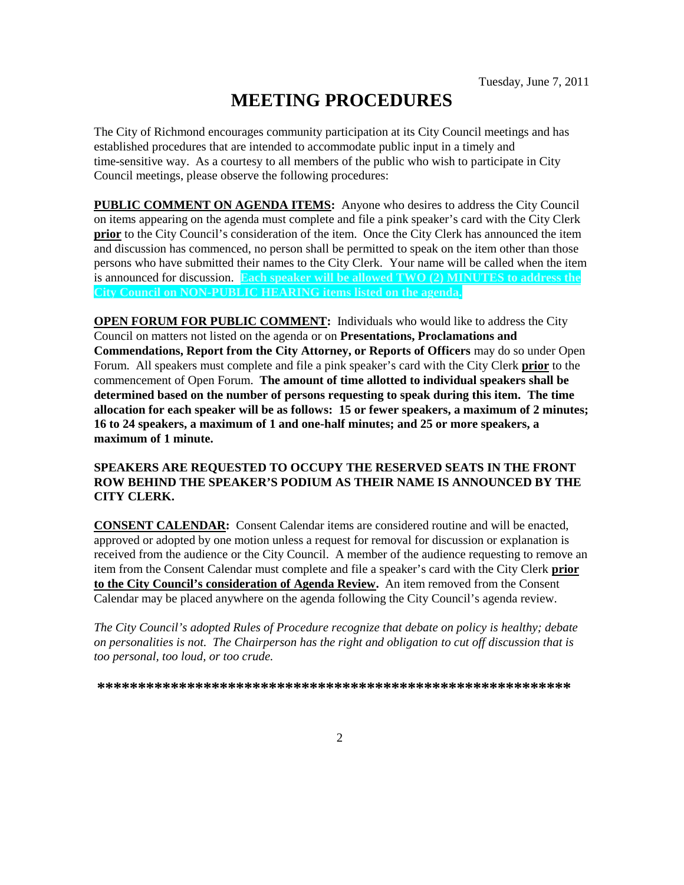Tuesday, June 7, 2011

# MEETING PROCEDURES

The City of Richmond encourages community participation at its City Council meetings and has established procedures that are intended to accommodate public input in a timely and time-sensitive way. As a courtesy to all members of the public who wish to participate in City Council meetings, please observe the following procedures:

**PUBLIC COMMENT ON AGENDA ITEMS:** Anyone who desires to address the City Council on items appearing on the agenda must complete and file a pink speaker's card with the City Clerk **prior** to the City Council's consideration of the item. Once the City Clerk has announced the item and discussion has commenced, no person shall be permitted to speak on the item other than those persons who have submitted their names to the City Clerk. Your name will be called when the item is announced for discussion. **Each speaker will be allowed TWO (2) MINUTES to address the City Council on NON-PUBLIC HEARING items listed on the agenda.**

**OPEN FORUM FOR PUBLIC COMMENT:** Individuals who would like to address the City Council on matters not listed on the agenda or on **Presentations, Proclamations and Commendations, Report from the City Attorney, or Reports of Officers** may do so under Open Forum. All speakers must complete and file a pink speaker's card with the City Clerk **prior** to the commencement of Open Forum. **The amount of time allotted to individual speakers shall be determined based on the number of persons requesting to speak during this item. The time allocation for each speaker will be as follows: 15 or fewer speakers, a maximum of 2 minutes; 16 to 24 speakers, a maximum of 1 and one-half minutes; and 25 or more speakers, a maximum of 1 minute.**

**SPEAKERS ARE REQUESTED TO OCCUPY THE RESERVED SEATS IN THE FRONT ROW BEHIND THE SPEAKER'S PODIUM AS THEIR NAME IS ANNOUNCED BY THE CITY CLERK.**

**CONSENT CALENDAR:** Consent Calendar items are considered routine and will be enacted, approved or adopted by one motion unless a request for removal for discussion or explanation is received from the audience or the City Council. A member of the audience requesting to remove an item from the Consent Calendar must complete and file a speaker's card with the City Clerk **prior to the City Council's consideration of Agenda Review.** An item removed from the Consent Calendar may be placed anywhere on the agenda following the City Council's agenda review.

*The City Council's adopted Rules of Procedure recognize that debate on policy is healthy; debate on personalities is not. The Chairperson has the right and obligation to cut off discussion that is too personal, too loud, or too crude.*

***************************************************************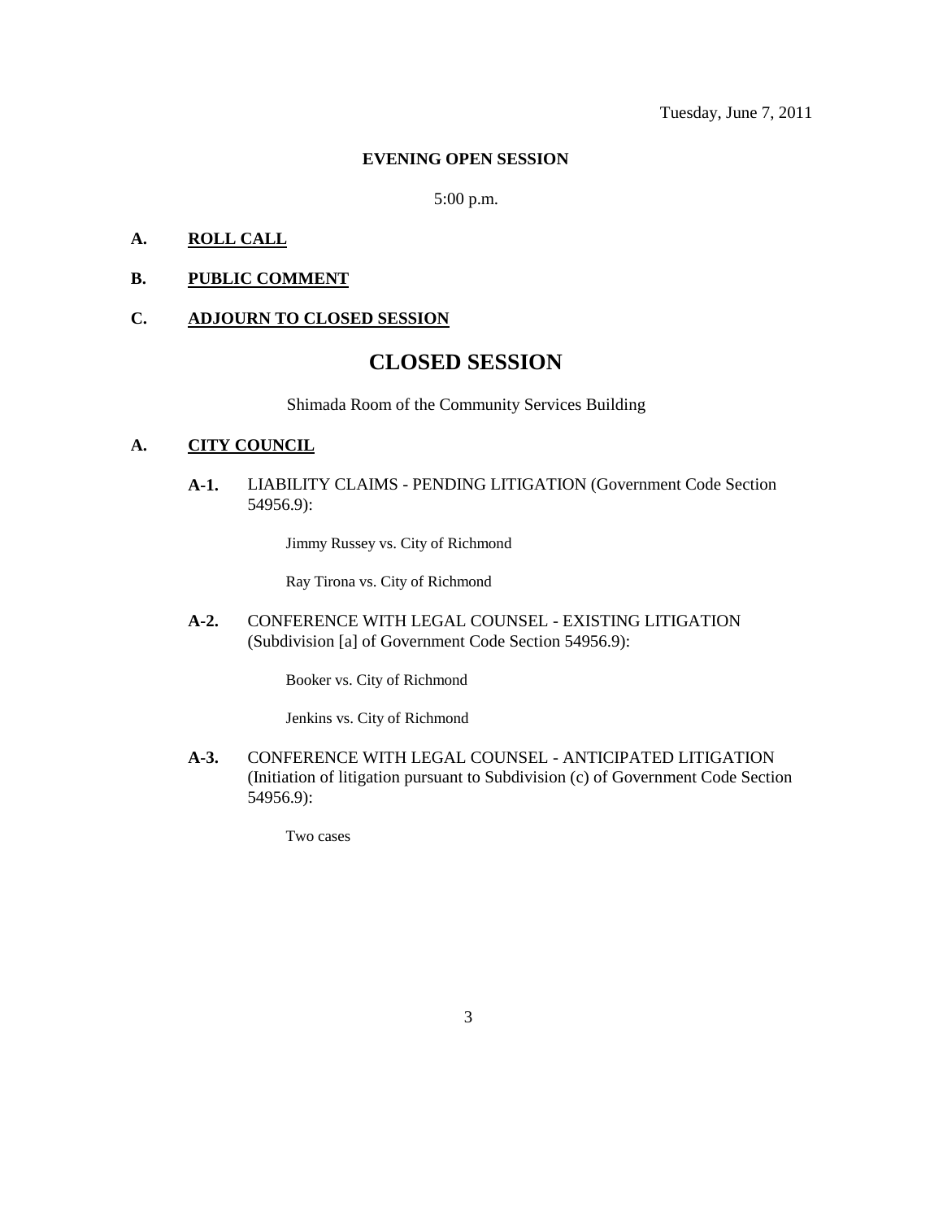Tuesday, June 7, 2011

**EVENING OPEN SESSION**

5:00 p.m.

**A. ROLL CALL**

**B. PUBLIC COMMENT**

**C. ADJOURN TO CLOSED SESSION**

# CLOSED SESSION

Shimada Room of the Community Services Building

**A. CITY COUNCIL**

**A-1.** LIABILITY CLAIMS - PENDING LITIGATION (Government Code Section 54956.9):

Jimmy Russey vs. City of Richmond

Ray Tirona vs. City of Richmond

**A-2.** CONFERENCE WITH LEGAL COUNSEL - EXISTING LITIGATION (Subdivision [a] of Government Code Section 54956.9):

Booker vs. City of Richmond

Jenkins vs. City of Richmond

**A-3.** CONFERENCE WITH LEGAL COUNSEL - ANTICIPATED LITIGATION (Initiation of litigation pursuant to Subdivision (c) of Government Code Section 54956.9):

Two cases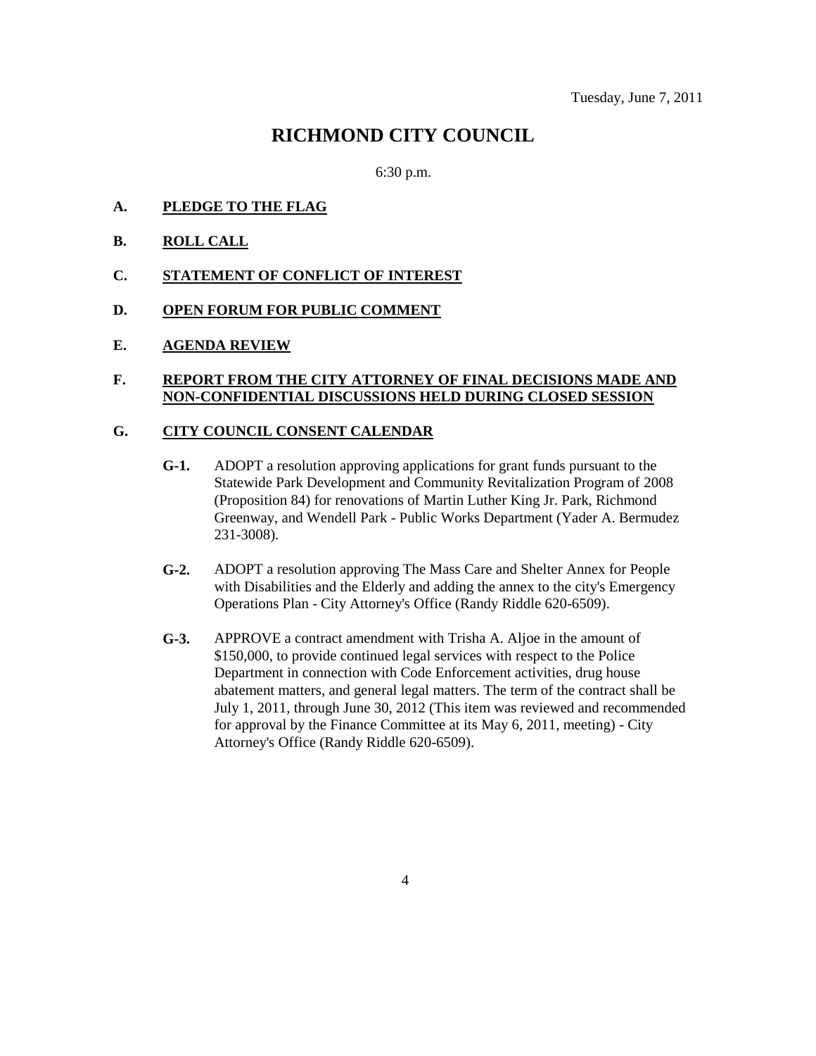Tuesday, June 7, 2011

# RICHMOND CITY COUNCIL

6:30 p.m.

**A. PLEDGE TO THE FLAG**

**B. ROLL CALL**

**C. STATEMENT OF CONFLICT OF INTEREST**

**D. OPEN FORUM FOR PUBLIC COMMENT**

**E. AGENDA REVIEW**

**F. REPORT FROM THE CITY ATTORNEY OF FINAL DECISIONS MADE AND NON-CONFIDENTIAL DISCUSSIONS HELD DURING CLOSED SESSION**

**G. CITY COUNCIL CONSENT CALENDAR**

**G-1.** ADOPT a resolution approving applications for grant funds pursuant to the Statewide Park Development and Community Revitalization Program of 2008 (Proposition 84) for renovations of Martin Luther King Jr. Park, Richmond Greenway, and Wendell Park - Public Works Department (Yader A. Bermudez 231-3008).

**G-2.** ADOPT a resolution approving The Mass Care and Shelter Annex for People with Disabilities and the Elderly and adding the annex to the city's Emergency Operations Plan - City Attorney's Office (Randy Riddle 620-6509).

**G-3.** APPROVE a contract amendment with Trisha A. Aljoe in the amount of $150,000, to provide continued legal services with respect to the Police Department in connection with Code Enforcement activities, drug house abatement matters, and general legal matters. The term of the contract shall be July 1, 2011, through June 30, 2012 (This item was reviewed and recommended for approval by the Finance Committee at its May 6, 2011, meeting) - City Attorney's Office (Randy Riddle 620-6509).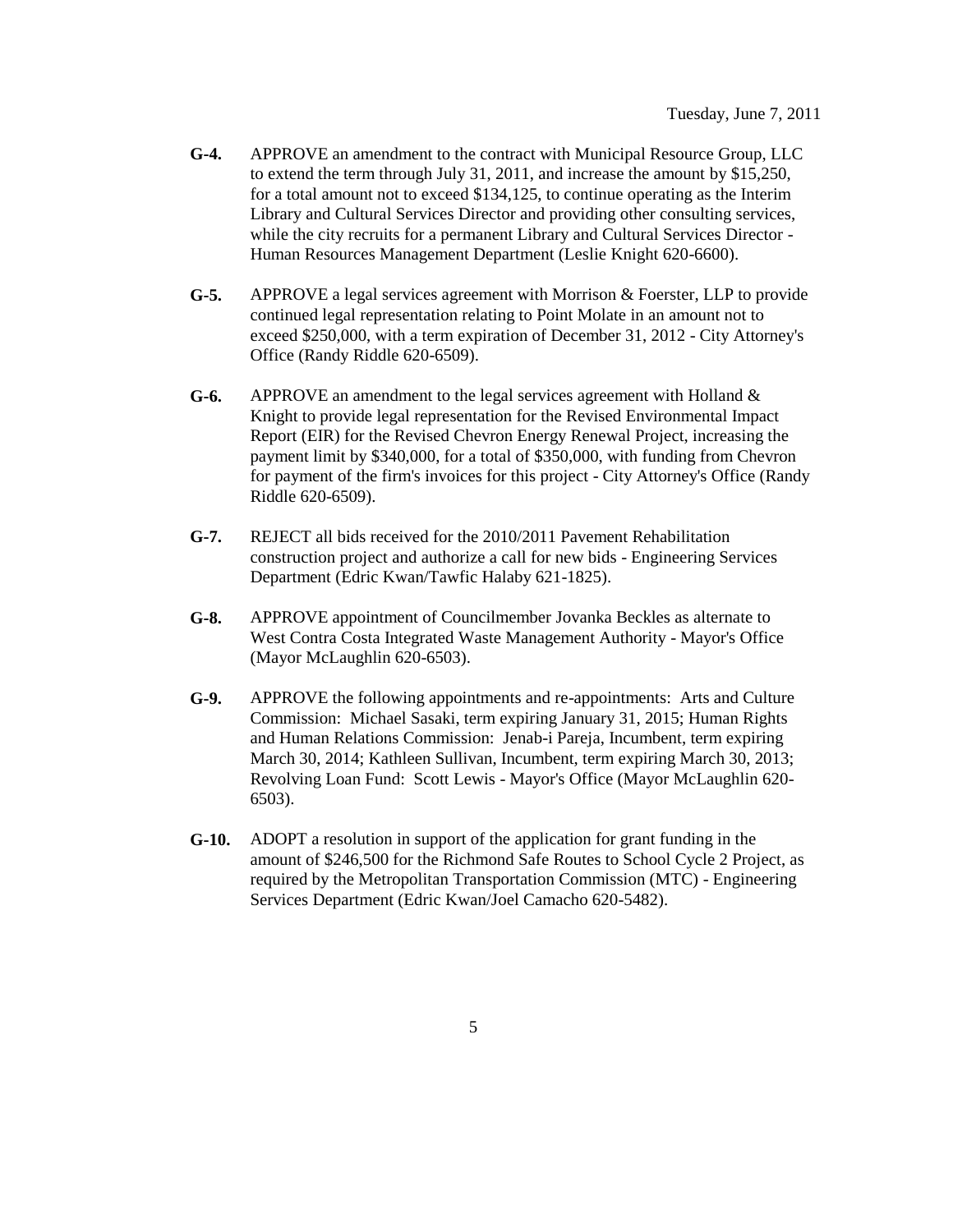- **G-4.** APPROVE an amendment to the contract with Municipal Resource Group, LLC to extend the term through July 31, 2011, and increase the amount by $15,250, for a total amount not to exceed $134,125, to continue operating as the Interim Library and Cultural Services Director and providing other consulting services, while the city recruits for a permanent Library and Cultural Services Director - Human Resources Management Department (Leslie Knight 620-6600).

- **G-5.** APPROVE a legal services agreement with Morrison & Foerster, LLP to provide continued legal representation relating to Point Molate in an amount not to exceed $250,000, with a term expiration of December 31, 2012 - City Attorney's Office (Randy Riddle 620-6509).

- **G-6.** APPROVE an amendment to the legal services agreement with Holland & Knight to provide legal representation for the Revised Environmental Impact Report (EIR) for the Revised Chevron Energy Renewal Project, increasing the payment limit by $340,000, for a total of $350,000, with funding from Chevron for payment of the firm's invoices for this project - City Attorney's Office (Randy Riddle 620-6509).

- **G-7.** REJECT all bids received for the 2010/2011 Pavement Rehabilitation construction project and authorize a call for new bids - Engineering Services Department (Edric Kwan/Tawfic Halaby 621-1825).

- **G-8.** APPROVE appointment of Councilmember Jovanka Beckles as alternate to West Contra Costa Integrated Waste Management Authority - Mayor's Office (Mayor McLaughlin 620-6503).

- **G-9.** APPROVE the following appointments and re-appointments: Arts and Culture Commission: Michael Sasaki, term expiring January 31, 2015; Human Rights and Human Relations Commission: Jenab-i Pareja, Incumbent, term expiring March 30, 2014; Kathleen Sullivan, Incumbent, term expiring March 30, 2013; Revolving Loan Fund: Scott Lewis - Mayor's Office (Mayor McLaughlin 620-6503).

- **G-10.** ADOPT a resolution in support of the application for grant funding in the amount of $246,500 for the Richmond Safe Routes to School Cycle 2 Project, as required by the Metropolitan Transportation Commission (MTC) - Engineering Services Department (Edric Kwan/Joel Camacho 620-5482).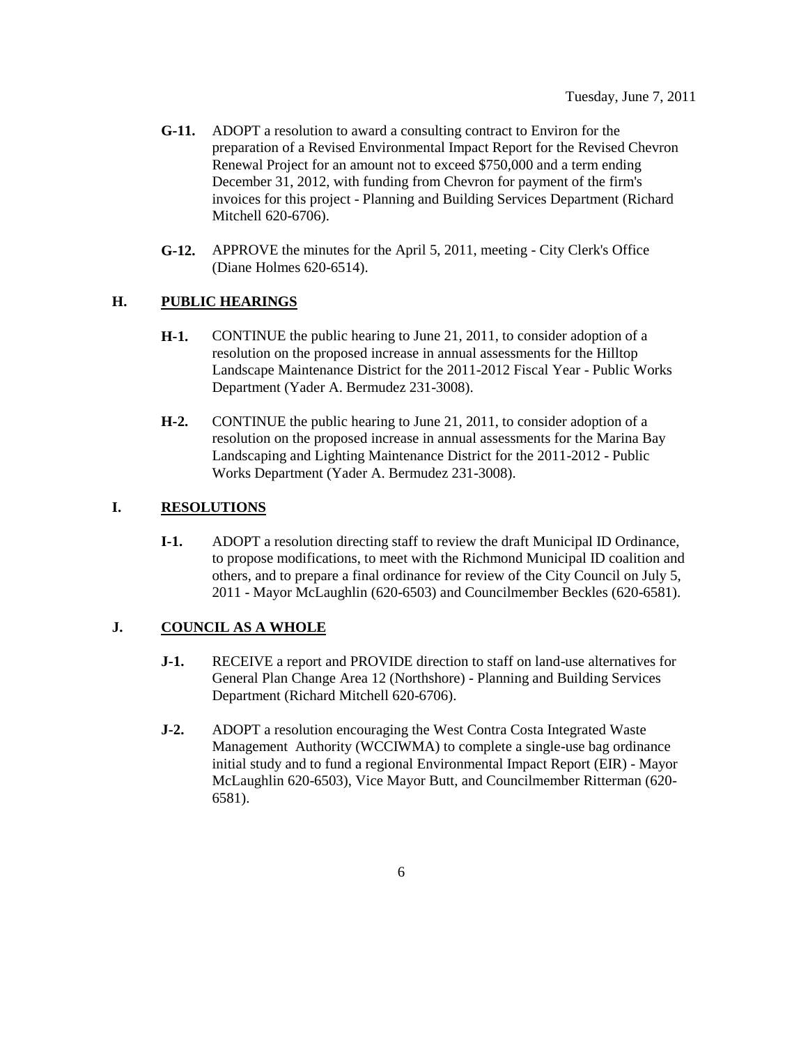**G-11.** ADOPT a resolution to award a consulting contract to Environ for the preparation of a Revised Environmental Impact Report for the Revised Chevron Renewal Project for an amount not to exceed $750,000 and a term ending December 31, 2012, with funding from Chevron for payment of the firm's invoices for this project - Planning and Building Services Department (Richard Mitchell 620-6706).

**G-12.** APPROVE the minutes for the April 5, 2011, meeting - City Clerk's Office (Diane Holmes 620-6514).

## H. PUBLIC HEARINGS

**H-1.** CONTINUE the public hearing to June 21, 2011, to consider adoption of a resolution on the proposed increase in annual assessments for the Hilltop Landscape Maintenance District for the 2011-2012 Fiscal Year - Public Works Department (Yader A. Bermudez 231-3008).

**H-2.** CONTINUE the public hearing to June 21, 2011, to consider adoption of a resolution on the proposed increase in annual assessments for the Marina Bay Landscaping and Lighting Maintenance District for the 2011-2012 - Public Works Department (Yader A. Bermudez 231-3008).

## I. RESOLUTIONS

**I-1.** ADOPT a resolution directing staff to review the draft Municipal ID Ordinance, to propose modifications, to meet with the Richmond Municipal ID coalition and others, and to prepare a final ordinance for review of the City Council on July 5, 2011 - Mayor McLaughlin (620-6503) and Councilmember Beckles (620-6581).

## J. COUNCIL AS A WHOLE

**J-1.** RECEIVE a report and PROVIDE direction to staff on land-use alternatives for General Plan Change Area 12 (Northshore) - Planning and Building Services Department (Richard Mitchell 620-6706).

**J-2.** ADOPT a resolution encouraging the West Contra Costa Integrated Waste Management Authority (WCCIWMA) to complete a single-use bag ordinance initial study and to fund a regional Environmental Impact Report (EIR) - Mayor McLaughlin 620-6503), Vice Mayor Butt, and Councilmember Ritterman (620-6581).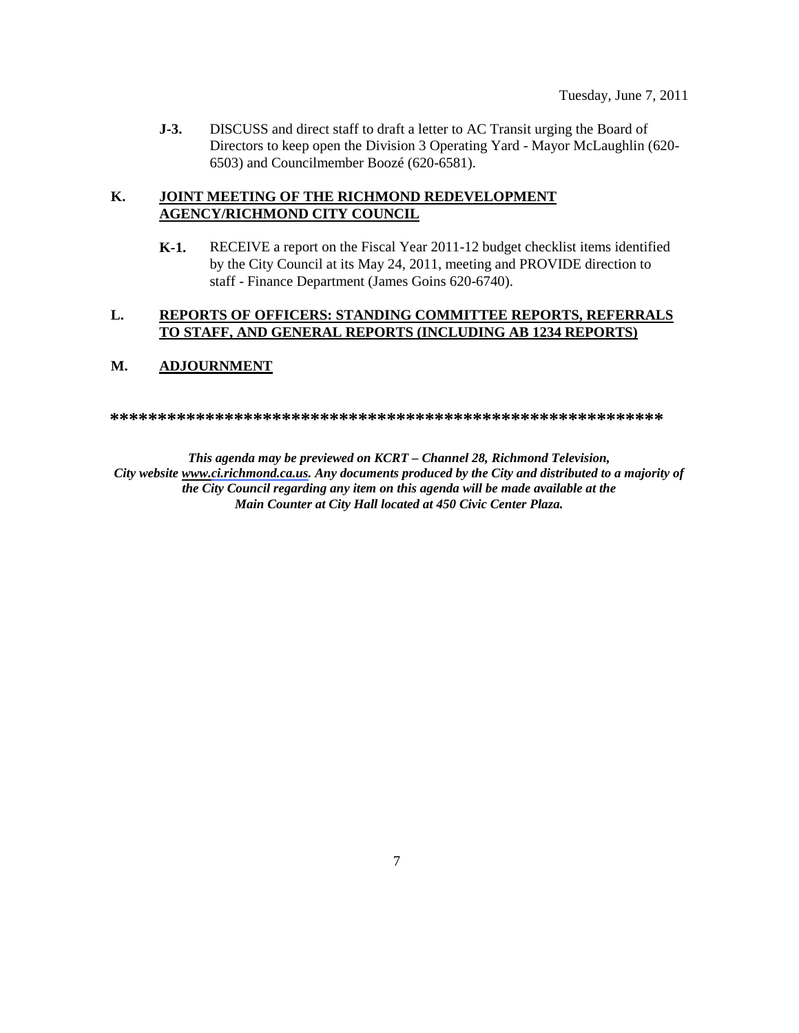**J-3.** DISCUSS and direct staff to draft a letter to AC Transit urging the Board of Directors to keep open the Division 3 Operating Yard - Mayor McLaughlin (620-6503) and Councilmember Boozé (620-6581).

## K. JOINT MEETING OF THE RICHMOND REDEVELOPMENT AGENCY/RICHMOND CITY COUNCIL

**K-1.** RECEIVE a report on the Fiscal Year 2011-12 budget checklist items identified by the City Council at its May 24, 2011, meeting and PROVIDE direction to staff - Finance Department (James Goins 620-6740).

## L. REPORTS OF OFFICERS: STANDING COMMITTEE REPORTS, REFERRALS TO STAFF, AND GENERAL REPORTS (INCLUDING AB 1234 REPORTS)

## M. ADJOURNMENT

**************************************************************

***This agenda may be previewed on KCRT – Channel 28, Richmond Television, City website www.ci.richmond.ca.us. Any documents produced by the City and distributed to a majority of the City Council regarding any item on this agenda will be made available at the Main Counter at City Hall located at 450 Civic Center Plaza.***